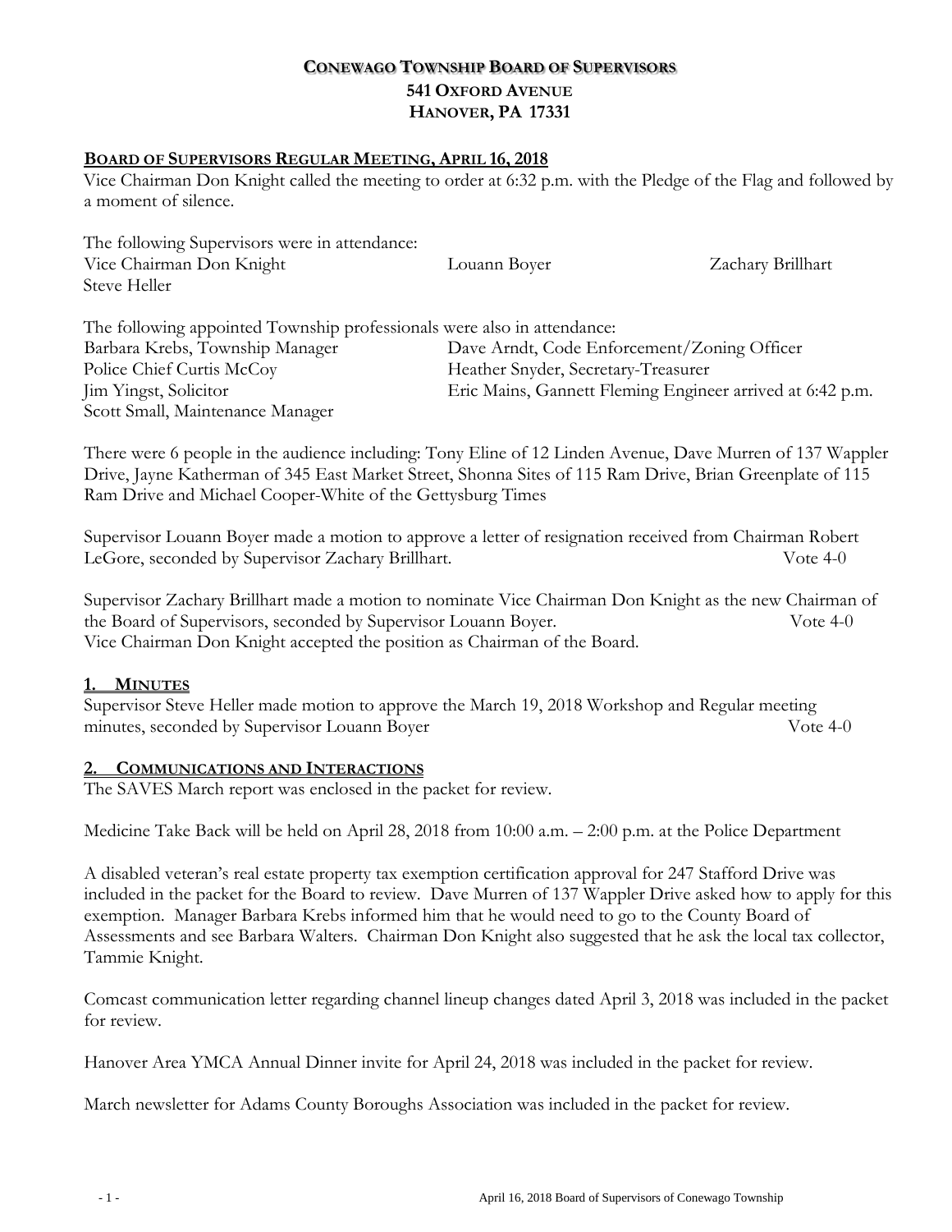# CONEWAGO TOWNSHIP BOARD OF SUPERVISORS
## 541 OXFORD AVENUE
## HANOVER, PA 17331

**BOARD OF SUPERVISORS REGULAR MEETING, APRIL 16, 2018**

Vice Chairman Don Knight called the meeting to order at 6:32 p.m. with the Pledge of the Flag and followed by a moment of silence.

The following Supervisors were in attendance:
Vice Chairman Don Knight Louann Boyer Zachary Brillhart
Steve Heller

The following appointed Township professionals were also in attendance:
Barbara Krebs, Township Manager
Dave Arndt, Code Enforcement/Zoning Officer
Police Chief Curtis McCoy
Heather Snyder, Secretary-Treasurer
Jim Yingst, Solicitor
Eric Mains, Gannett Fleming Engineer arrived at 6:42 p.m.
Scott Small, Maintenance Manager

There were 6 people in the audience including: Tony Eline of 12 Linden Avenue, Dave Murren of 137 Wappler Drive, Jayne Katherman of 345 East Market Street, Shonna Sites of 115 Ram Drive, Brian Greenplate of 115 Ram Drive and Michael Cooper-White of the Gettysburg Times

Supervisor Louann Boyer made a motion to approve a letter of resignation received from Chairman Robert LeGore, seconded by Supervisor Zachary Brillhart. Vote 4-0

Supervisor Zachary Brillhart made a motion to nominate Vice Chairman Don Knight as the new Chairman of the Board of Supervisors, seconded by Supervisor Louann Boyer. Vote 4-0
Vice Chairman Don Knight accepted the position as Chairman of the Board.

## 1. MINUTES

Supervisor Steve Heller made motion to approve the March 19, 2018 Workshop and Regular meeting minutes, seconded by Supervisor Louann Boyer Vote 4-0

## 2. COMMUNICATIONS AND INTERACTIONS

The SAVES March report was enclosed in the packet for review.

Medicine Take Back will be held on April 28, 2018 from 10:00 a.m. – 2:00 p.m. at the Police Department

A disabled veteran's real estate property tax exemption certification approval for 247 Stafford Drive was included in the packet for the Board to review. Dave Murren of 137 Wappler Drive asked how to apply for this exemption. Manager Barbara Krebs informed him that he would need to go to the County Board of Assessments and see Barbara Walters. Chairman Don Knight also suggested that he ask the local tax collector, Tammie Knight.

Comcast communication letter regarding channel lineup changes dated April 3, 2018 was included in the packet for review.

Hanover Area YMCA Annual Dinner invite for April 24, 2018 was included in the packet for review.

March newsletter for Adams County Boroughs Association was included in the packet for review.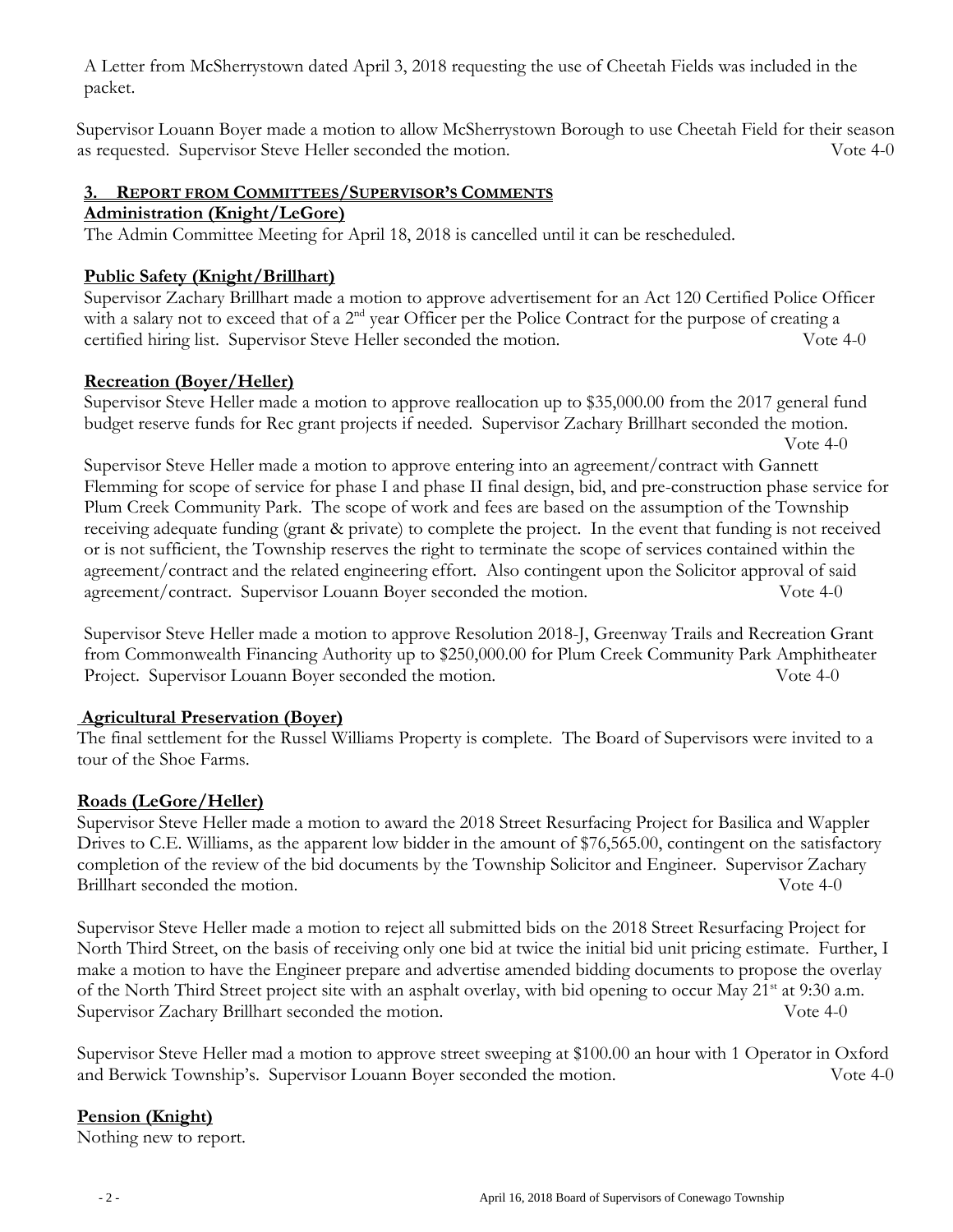A Letter from McSherrystown dated April 3, 2018 requesting the use of Cheetah Fields was included in the packet.

Supervisor Louann Boyer made a motion to allow McSherrystown Borough to use Cheetah Field for their season as requested. Supervisor Steve Heller seconded the motion. Vote 4-0

## 3. REPORT FROM COMMITTEES/SUPERVISOR'S COMMENTS

### Administration (Knight/LeGore)

The Admin Committee Meeting for April 18, 2018 is cancelled until it can be rescheduled.

### Public Safety (Knight/Brillhart)

Supervisor Zachary Brillhart made a motion to approve advertisement for an Act 120 Certified Police Officer with a salary not to exceed that of a 2nd year Officer per the Police Contract for the purpose of creating a certified hiring list. Supervisor Steve Heller seconded the motion. Vote 4-0

### Recreation (Boyer/Heller)

Supervisor Steve Heller made a motion to approve reallocation up to $35,000.00 from the 2017 general fund budget reserve funds for Rec grant projects if needed. Supervisor Zachary Brillhart seconded the motion. Vote 4-0

Supervisor Steve Heller made a motion to approve entering into an agreement/contract with Gannett Flemming for scope of service for phase I and phase II final design, bid, and pre-construction phase service for Plum Creek Community Park. The scope of work and fees are based on the assumption of the Township receiving adequate funding (grant & private) to complete the project. In the event that funding is not received or is not sufficient, the Township reserves the right to terminate the scope of services contained within the agreement/contract and the related engineering effort. Also contingent upon the Solicitor approval of said agreement/contract. Supervisor Louann Boyer seconded the motion. Vote 4-0

Supervisor Steve Heller made a motion to approve Resolution 2018-J, Greenway Trails and Recreation Grant from Commonwealth Financing Authority up to $250,000.00 for Plum Creek Community Park Amphitheater Project. Supervisor Louann Boyer seconded the motion. Vote 4-0

### Agricultural Preservation (Boyer)

The final settlement for the Russel Williams Property is complete. The Board of Supervisors were invited to a tour of the Shoe Farms.

### Roads (LeGore/Heller)

Supervisor Steve Heller made a motion to award the 2018 Street Resurfacing Project for Basilica and Wappler Drives to C.E. Williams, as the apparent low bidder in the amount of $76,565.00, contingent on the satisfactory completion of the review of the bid documents by the Township Solicitor and Engineer. Supervisor Zachary Brillhart seconded the motion. Vote 4-0

Supervisor Steve Heller made a motion to reject all submitted bids on the 2018 Street Resurfacing Project for North Third Street, on the basis of receiving only one bid at twice the initial bid unit pricing estimate. Further, I make a motion to have the Engineer prepare and advertise amended bidding documents to propose the overlay of the North Third Street project site with an asphalt overlay, with bid opening to occur May 21st at 9:30 a.m. Supervisor Zachary Brillhart seconded the motion. Vote 4-0

Supervisor Steve Heller mad a motion to approve street sweeping at $100.00 an hour with 1 Operator in Oxford and Berwick Township's. Supervisor Louann Boyer seconded the motion. Vote 4-0

### Pension (Knight)

Nothing new to report.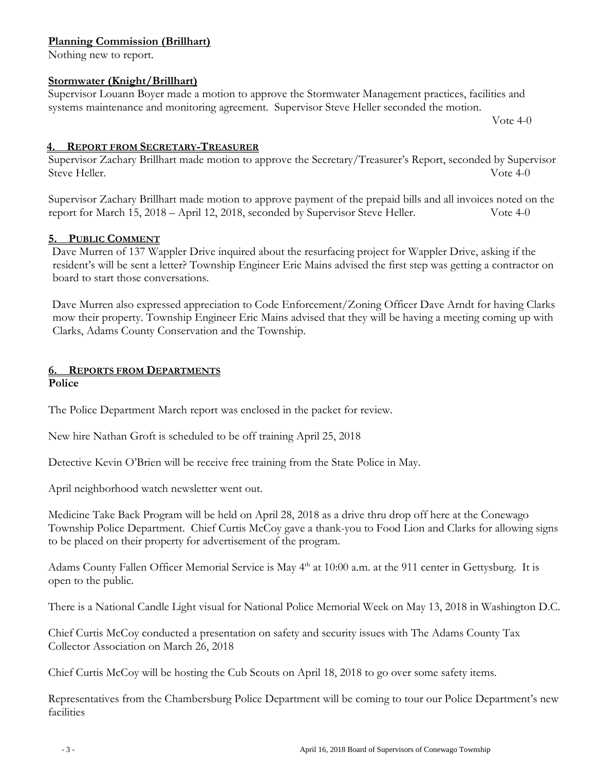**Planning Commission (Brillhart)**

Nothing new to report.

**Stormwater (Knight/Brillhart)**

Supervisor Louann Boyer made a motion to approve the Stormwater Management practices, facilities and systems maintenance and monitoring agreement. Supervisor Steve Heller seconded the motion.

Vote 4-0

## 4. REPORT FROM SECRETARY-TREASURER

Supervisor Zachary Brillhart made motion to approve the Secretary/Treasurer's Report, seconded by Supervisor Steve Heller. Vote 4-0

Supervisor Zachary Brillhart made motion to approve payment of the prepaid bills and all invoices noted on the report for March 15, 2018 – April 12, 2018, seconded by Supervisor Steve Heller. Vote 4-0

## 5. PUBLIC COMMENT

Dave Murren of 137 Wappler Drive inquired about the resurfacing project for Wappler Drive, asking if the resident's will be sent a letter? Township Engineer Eric Mains advised the first step was getting a contractor on board to start those conversations.

Dave Murren also expressed appreciation to Code Enforcement/Zoning Officer Dave Arndt for having Clarks mow their property. Township Engineer Eric Mains advised that they will be having a meeting coming up with Clarks, Adams County Conservation and the Township.

## 6. REPORTS FROM DEPARTMENTS

**Police**

The Police Department March report was enclosed in the packet for review.

New hire Nathan Groft is scheduled to be off training April 25, 2018

Detective Kevin O'Brien will be receive free training from the State Police in May.

April neighborhood watch newsletter went out.

Medicine Take Back Program will be held on April 28, 2018 as a drive thru drop off here at the Conewago Township Police Department. Chief Curtis McCoy gave a thank-you to Food Lion and Clarks for allowing signs to be placed on their property for advertisement of the program.

Adams County Fallen Officer Memorial Service is May 4th at 10:00 a.m. at the 911 center in Gettysburg. It is open to the public.

There is a National Candle Light visual for National Police Memorial Week on May 13, 2018 in Washington D.C.

Chief Curtis McCoy conducted a presentation on safety and security issues with The Adams County Tax Collector Association on March 26, 2018

Chief Curtis McCoy will be hosting the Cub Scouts on April 18, 2018 to go over some safety items.

Representatives from the Chambersburg Police Department will be coming to tour our Police Department's new facilities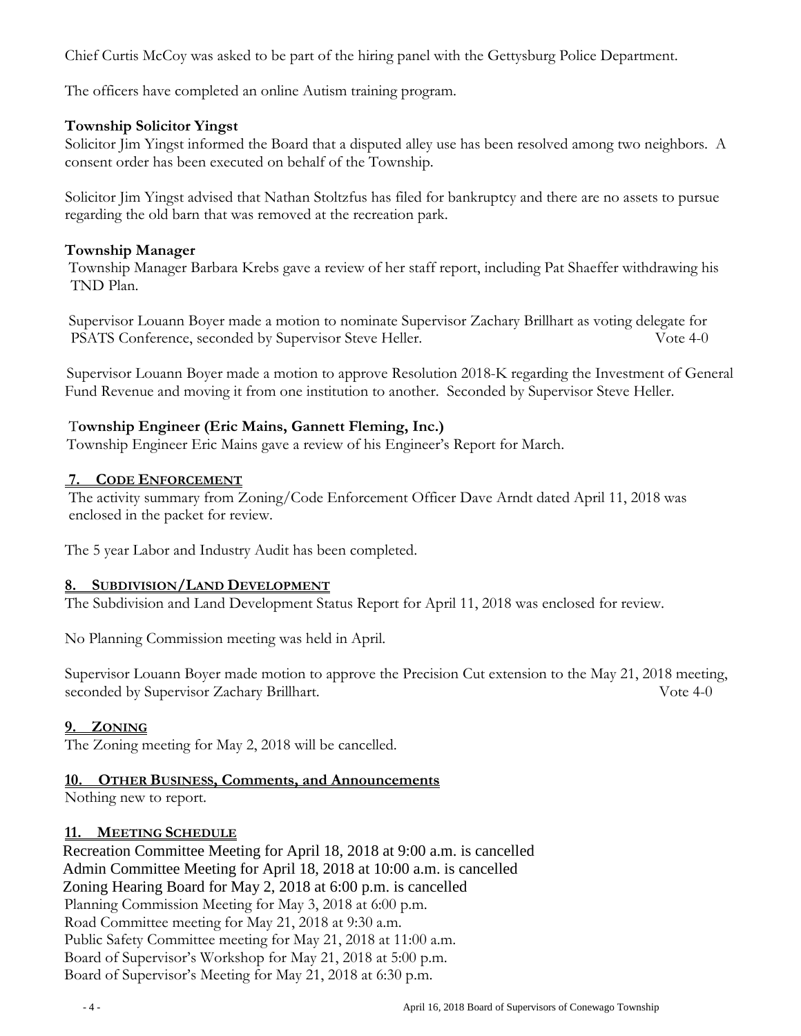Chief Curtis McCoy was asked to be part of the hiring panel with the Gettysburg Police Department.

The officers have completed an online Autism training program.

**Township Solicitor Yingst**

Solicitor Jim Yingst informed the Board that a disputed alley use has been resolved among two neighbors. A consent order has been executed on behalf of the Township.

Solicitor Jim Yingst advised that Nathan Stoltzfus has filed for bankruptcy and there are no assets to pursue regarding the old barn that was removed at the recreation park.

**Township Manager**

Township Manager Barbara Krebs gave a review of her staff report, including Pat Shaeffer withdrawing his TND Plan.

Supervisor Louann Boyer made a motion to nominate Supervisor Zachary Brillhart as voting delegate for PSATS Conference, seconded by Supervisor Steve Heller. Vote 4-0

Supervisor Louann Boyer made a motion to approve Resolution 2018-K regarding the Investment of General Fund Revenue and moving it from one institution to another. Seconded by Supervisor Steve Heller.

**Township Engineer (Eric Mains, Gannett Fleming, Inc.)**

Township Engineer Eric Mains gave a review of his Engineer's Report for March.

## 7. CODE ENFORCEMENT

The activity summary from Zoning/Code Enforcement Officer Dave Arndt dated April 11, 2018 was enclosed in the packet for review.

The 5 year Labor and Industry Audit has been completed.

## 8. SUBDIVISION/LAND DEVELOPMENT

The Subdivision and Land Development Status Report for April 11, 2018 was enclosed for review.

No Planning Commission meeting was held in April.

Supervisor Louann Boyer made motion to approve the Precision Cut extension to the May 21, 2018 meeting, seconded by Supervisor Zachary Brillhart. Vote 4-0

## 9. ZONING

The Zoning meeting for May 2, 2018 will be cancelled.

## 10. OTHER BUSINESS, Comments, and Announcements

Nothing new to report.

## 11. MEETING SCHEDULE

Recreation Committee Meeting for April 18, 2018 at 9:00 a.m. is cancelled
Admin Committee Meeting for April 18, 2018 at 10:00 a.m. is cancelled
Zoning Hearing Board for May 2, 2018 at 6:00 p.m. is cancelled
Planning Commission Meeting for May 3, 2018 at 6:00 p.m.
Road Committee meeting for May 21, 2018 at 9:30 a.m.
Public Safety Committee meeting for May 21, 2018 at 11:00 a.m.
Board of Supervisor's Workshop for May 21, 2018 at 5:00 p.m.
Board of Supervisor's Meeting for May 21, 2018 at 6:30 p.m.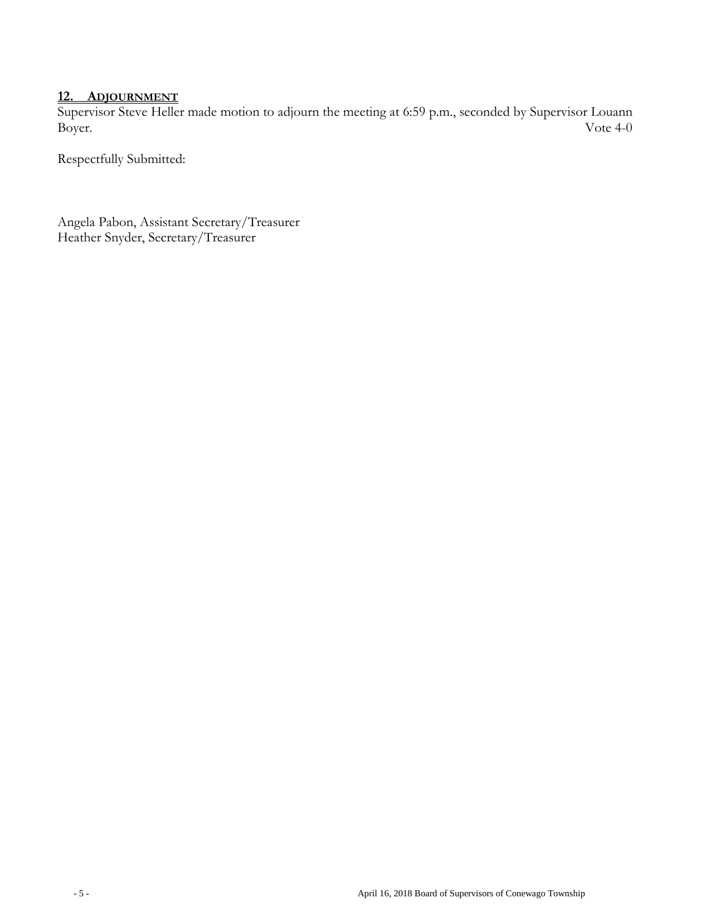## 12. ADJOURNMENT

Supervisor Steve Heller made motion to adjourn the meeting at 6:59 p.m., seconded by Supervisor Louann Boyer. Vote 4-0

Respectfully Submitted:

Angela Pabon, Assistant Secretary/Treasurer
Heather Snyder, Secretary/Treasurer